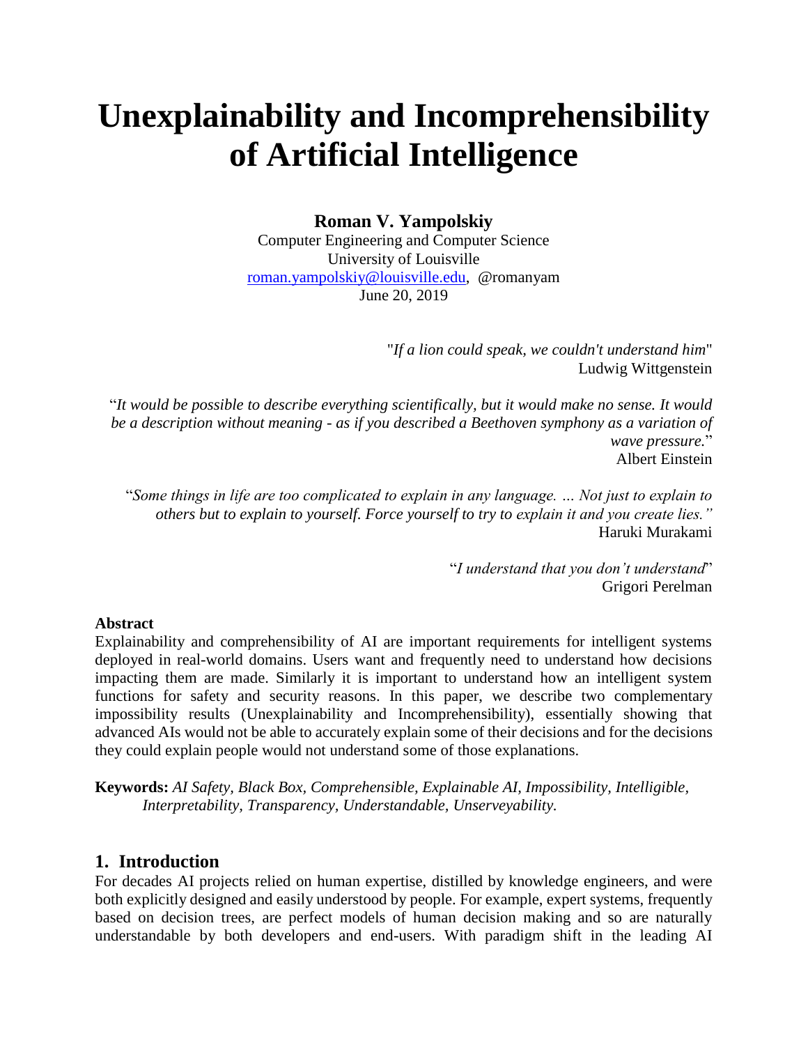# Unexplainability and Incomprehensibility of Artificial Intelligence

**Roman V. Yampolskiy**
Computer Engineering and Computer Science
University of Louisville
roman.yampolskiy@louisville.edu, @romanyam
June 20, 2019

"*If a lion could speak, we couldn't understand him*"
Ludwig Wittgenstein

"*It would be possible to describe everything scientifically, but it would make no sense. It would be a description without meaning - as if you described a Beethoven symphony as a variation of wave pressure.*"
Albert Einstein

"*Some things in life are too complicated to explain in any language. … Not just to explain to others but to explain to yourself. Force yourself to try to explain it and you create lies.*"
Haruki Murakami

"*I understand that you don't understand*"
Grigori Perelman

**Abstract**
Explainability and comprehensibility of AI are important requirements for intelligent systems deployed in real-world domains. Users want and frequently need to understand how decisions impacting them are made. Similarly it is important to understand how an intelligent system functions for safety and security reasons. In this paper, we describe two complementary impossibility results (Unexplainability and Incomprehensibility), essentially showing that advanced AIs would not be able to accurately explain some of their decisions and for the decisions they could explain people would not understand some of those explanations.

**Keywords:** *AI Safety, Black Box, Comprehensible, Explainable AI, Impossibility, Intelligible, Interpretability, Transparency, Understandable, Unserveyability.*

## 1. Introduction

For decades AI projects relied on human expertise, distilled by knowledge engineers, and were both explicitly designed and easily understood by people. For example, expert systems, frequently based on decision trees, are perfect models of human decision making and so are naturally understandable by both developers and end-users. With paradigm shift in the leading AI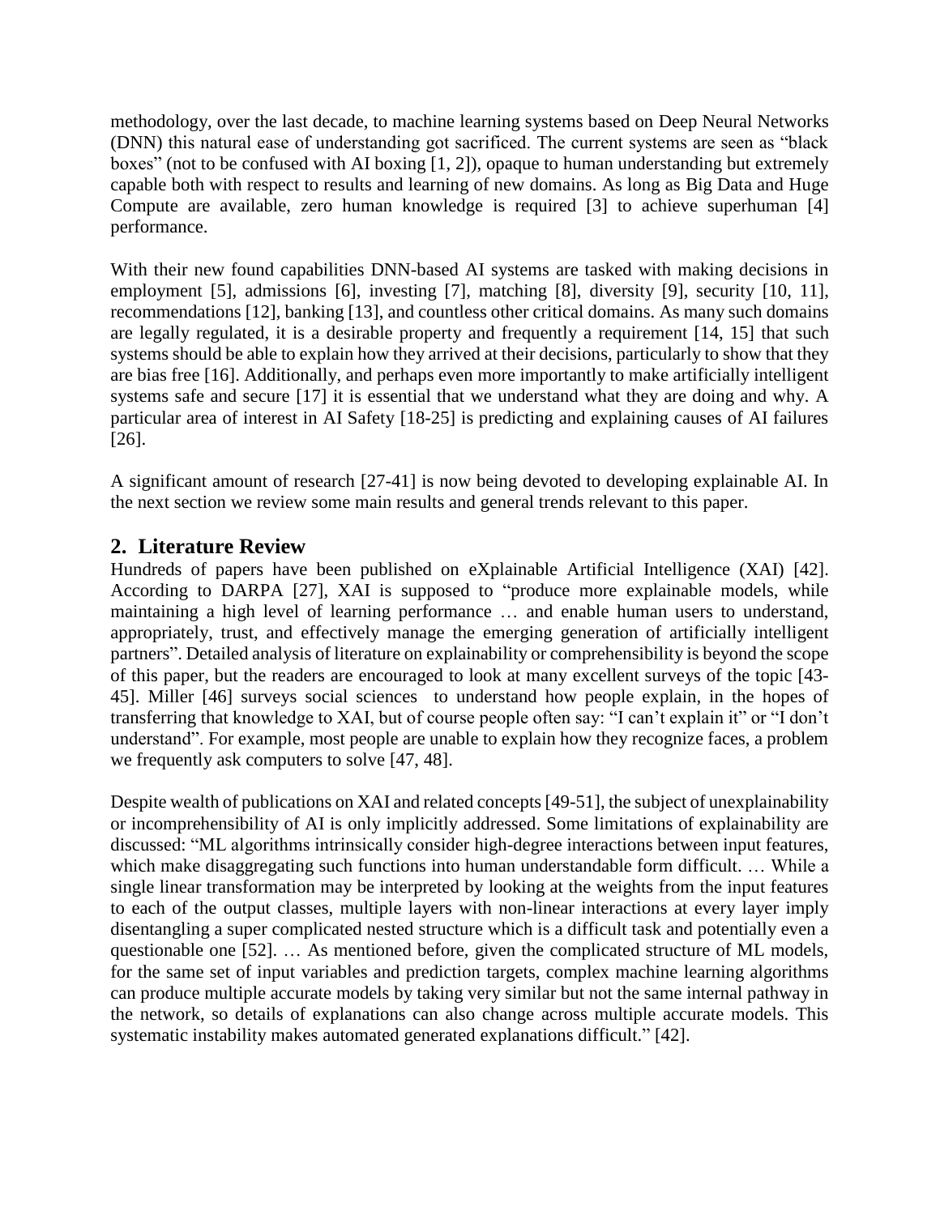methodology, over the last decade, to machine learning systems based on Deep Neural Networks (DNN) this natural ease of understanding got sacrificed. The current systems are seen as "black boxes" (not to be confused with AI boxing [1, 2]), opaque to human understanding but extremely capable both with respect to results and learning of new domains. As long as Big Data and Huge Compute are available, zero human knowledge is required [3] to achieve superhuman [4] performance.

With their new found capabilities DNN-based AI systems are tasked with making decisions in employment [5], admissions [6], investing [7], matching [8], diversity [9], security [10, 11], recommendations [12], banking [13], and countless other critical domains. As many such domains are legally regulated, it is a desirable property and frequently a requirement [14, 15] that such systems should be able to explain how they arrived at their decisions, particularly to show that they are bias free [16]. Additionally, and perhaps even more importantly to make artificially intelligent systems safe and secure [17] it is essential that we understand what they are doing and why. A particular area of interest in AI Safety [18-25] is predicting and explaining causes of AI failures [26].

A significant amount of research [27-41] is now being devoted to developing explainable AI. In the next section we review some main results and general trends relevant to this paper.

## 2. Literature Review

Hundreds of papers have been published on eXplainable Artificial Intelligence (XAI) [42]. According to DARPA [27], XAI is supposed to "produce more explainable models, while maintaining a high level of learning performance … and enable human users to understand, appropriately, trust, and effectively manage the emerging generation of artificially intelligent partners". Detailed analysis of literature on explainability or comprehensibility is beyond the scope of this paper, but the readers are encouraged to look at many excellent surveys of the topic [43-45]. Miller [46] surveys social sciences to understand how people explain, in the hopes of transferring that knowledge to XAI, but of course people often say: "I can't explain it" or "I don't understand". For example, most people are unable to explain how they recognize faces, a problem we frequently ask computers to solve [47, 48].

Despite wealth of publications on XAI and related concepts [49-51], the subject of unexplainability or incomprehensibility of AI is only implicitly addressed. Some limitations of explainability are discussed: "ML algorithms intrinsically consider high-degree interactions between input features, which make disaggregating such functions into human understandable form difficult. … While a single linear transformation may be interpreted by looking at the weights from the input features to each of the output classes, multiple layers with non-linear interactions at every layer imply disentangling a super complicated nested structure which is a difficult task and potentially even a questionable one [52]. … As mentioned before, given the complicated structure of ML models, for the same set of input variables and prediction targets, complex machine learning algorithms can produce multiple accurate models by taking very similar but not the same internal pathway in the network, so details of explanations can also change across multiple accurate models. This systematic instability makes automated generated explanations difficult." [42].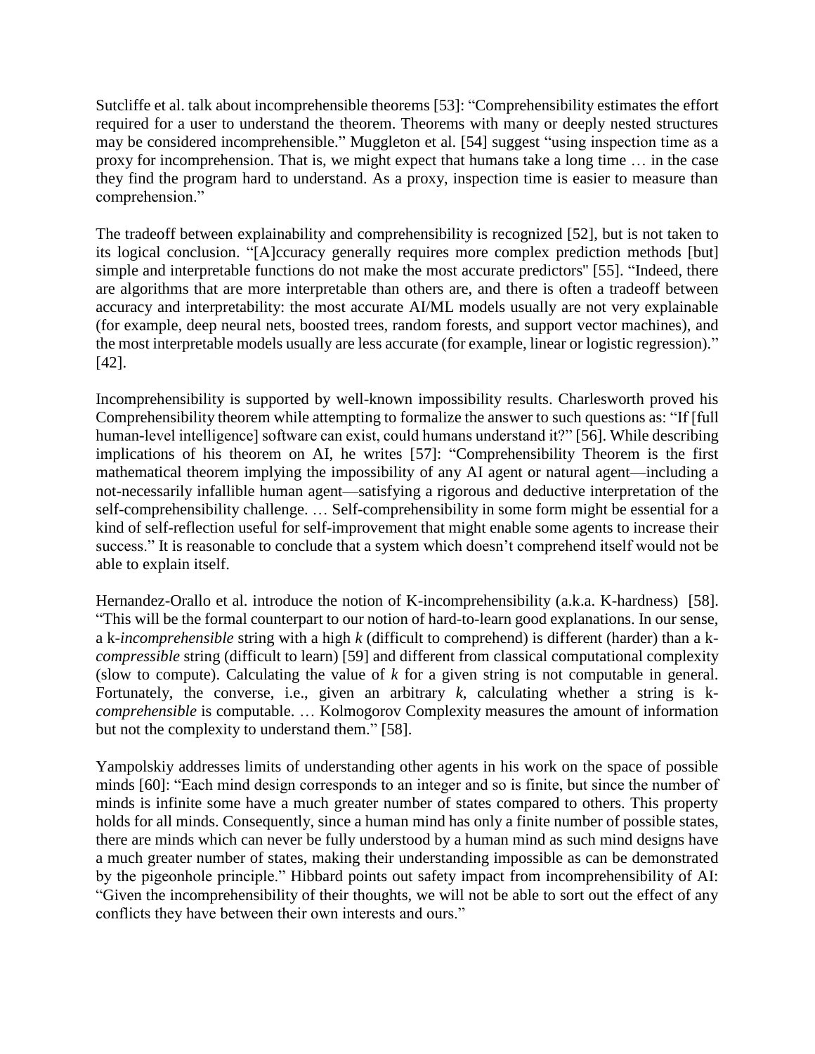Sutcliffe et al. talk about incomprehensible theorems [53]: "Comprehensibility estimates the effort required for a user to understand the theorem. Theorems with many or deeply nested structures may be considered incomprehensible." Muggleton et al. [54] suggest "using inspection time as a proxy for incomprehension. That is, we might expect that humans take a long time … in the case they find the program hard to understand. As a proxy, inspection time is easier to measure than comprehension."

The tradeoff between explainability and comprehensibility is recognized [52], but is not taken to its logical conclusion. "[A]ccuracy generally requires more complex prediction methods [but] simple and interpretable functions do not make the most accurate predictors" [55]. "Indeed, there are algorithms that are more interpretable than others are, and there is often a tradeoff between accuracy and interpretability: the most accurate AI/ML models usually are not very explainable (for example, deep neural nets, boosted trees, random forests, and support vector machines), and the most interpretable models usually are less accurate (for example, linear or logistic regression)." [42].

Incomprehensibility is supported by well-known impossibility results. Charlesworth proved his Comprehensibility theorem while attempting to formalize the answer to such questions as: "If [full human-level intelligence] software can exist, could humans understand it?" [56]. While describing implications of his theorem on AI, he writes [57]: "Comprehensibility Theorem is the first mathematical theorem implying the impossibility of any AI agent or natural agent—including a not-necessarily infallible human agent—satisfying a rigorous and deductive interpretation of the self-comprehensibility challenge. … Self-comprehensibility in some form might be essential for a kind of self-reflection useful for self-improvement that might enable some agents to increase their success." It is reasonable to conclude that a system which doesn't comprehend itself would not be able to explain itself.

Hernandez-Orallo et al. introduce the notion of K-incomprehensibility (a.k.a. K-hardness) [58]. "This will be the formal counterpart to our notion of hard-to-learn good explanations. In our sense, a k-*incomprehensible* string with a high *k* (difficult to comprehend) is different (harder) than a k-*compressible* string (difficult to learn) [59] and different from classical computational complexity (slow to compute). Calculating the value of *k* for a given string is not computable in general. Fortunately, the converse, i.e., given an arbitrary *k*, calculating whether a string is k-*comprehensible* is computable. … Kolmogorov Complexity measures the amount of information but not the complexity to understand them." [58].

Yampolskiy addresses limits of understanding other agents in his work on the space of possible minds [60]: "Each mind design corresponds to an integer and so is finite, but since the number of minds is infinite some have a much greater number of states compared to others. This property holds for all minds. Consequently, since a human mind has only a finite number of possible states, there are minds which can never be fully understood by a human mind as such mind designs have a much greater number of states, making their understanding impossible as can be demonstrated by the pigeonhole principle." Hibbard points out safety impact from incomprehensibility of AI: "Given the incomprehensibility of their thoughts, we will not be able to sort out the effect of any conflicts they have between their own interests and ours."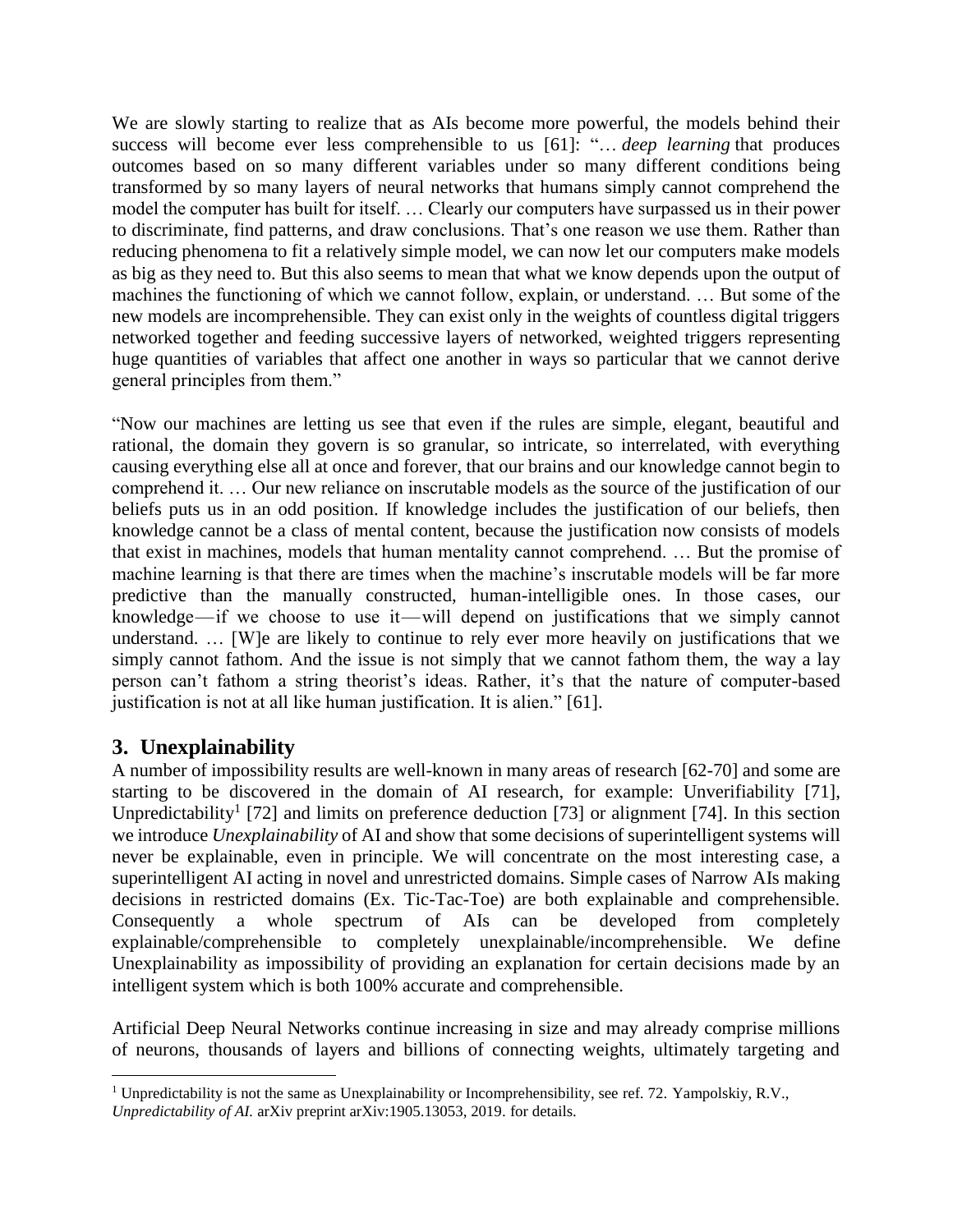We are slowly starting to realize that as AIs become more powerful, the models behind their success will become ever less comprehensible to us [61]: "… *deep learning* that produces outcomes based on so many different variables under so many different conditions being transformed by so many layers of neural networks that humans simply cannot comprehend the model the computer has built for itself. … Clearly our computers have surpassed us in their power to discriminate, find patterns, and draw conclusions. That's one reason we use them. Rather than reducing phenomena to fit a relatively simple model, we can now let our computers make models as big as they need to. But this also seems to mean that what we know depends upon the output of machines the functioning of which we cannot follow, explain, or understand. … But some of the new models are incomprehensible. They can exist only in the weights of countless digital triggers networked together and feeding successive layers of networked, weighted triggers representing huge quantities of variables that affect one another in ways so particular that we cannot derive general principles from them."

"Now our machines are letting us see that even if the rules are simple, elegant, beautiful and rational, the domain they govern is so granular, so intricate, so interrelated, with everything causing everything else all at once and forever, that our brains and our knowledge cannot begin to comprehend it. … Our new reliance on inscrutable models as the source of the justification of our beliefs puts us in an odd position. If knowledge includes the justification of our beliefs, then knowledge cannot be a class of mental content, because the justification now consists of models that exist in machines, models that human mentality cannot comprehend. … But the promise of machine learning is that there are times when the machine's inscrutable models will be far more predictive than the manually constructed, human-intelligible ones. In those cases, our knowledge—if we choose to use it—will depend on justifications that we simply cannot understand. … [W]e are likely to continue to rely ever more heavily on justifications that we simply cannot fathom. And the issue is not simply that we cannot fathom them, the way a lay person can't fathom a string theorist's ideas. Rather, it's that the nature of computer-based justification is not at all like human justification. It is alien." [61].

## 3. Unexplainability

A number of impossibility results are well-known in many areas of research [62-70] and some are starting to be discovered in the domain of AI research, for example: Unverifiability [71], Unpredictability[1] [72] and limits on preference deduction [73] or alignment [74]. In this section we introduce *Unexplainability* of AI and show that some decisions of superintelligent systems will never be explainable, even in principle. We will concentrate on the most interesting case, a superintelligent AI acting in novel and unrestricted domains. Simple cases of Narrow AIs making decisions in restricted domains (Ex. Tic-Tac-Toe) are both explainable and comprehensible. Consequently a whole spectrum of AIs can be developed from completely explainable/comprehensible to completely unexplainable/incomprehensible. We define Unexplainability as impossibility of providing an explanation for certain decisions made by an intelligent system which is both 100% accurate and comprehensible.

Artificial Deep Neural Networks continue increasing in size and may already comprise millions of neurons, thousands of layers and billions of connecting weights, ultimately targeting and

[1] Unpredictability is not the same as Unexplainability or Incomprehensibility, see ref. 72. Yampolskiy, R.V., *Unpredictability of AI.* arXiv preprint arXiv:1905.13053, 2019. for details.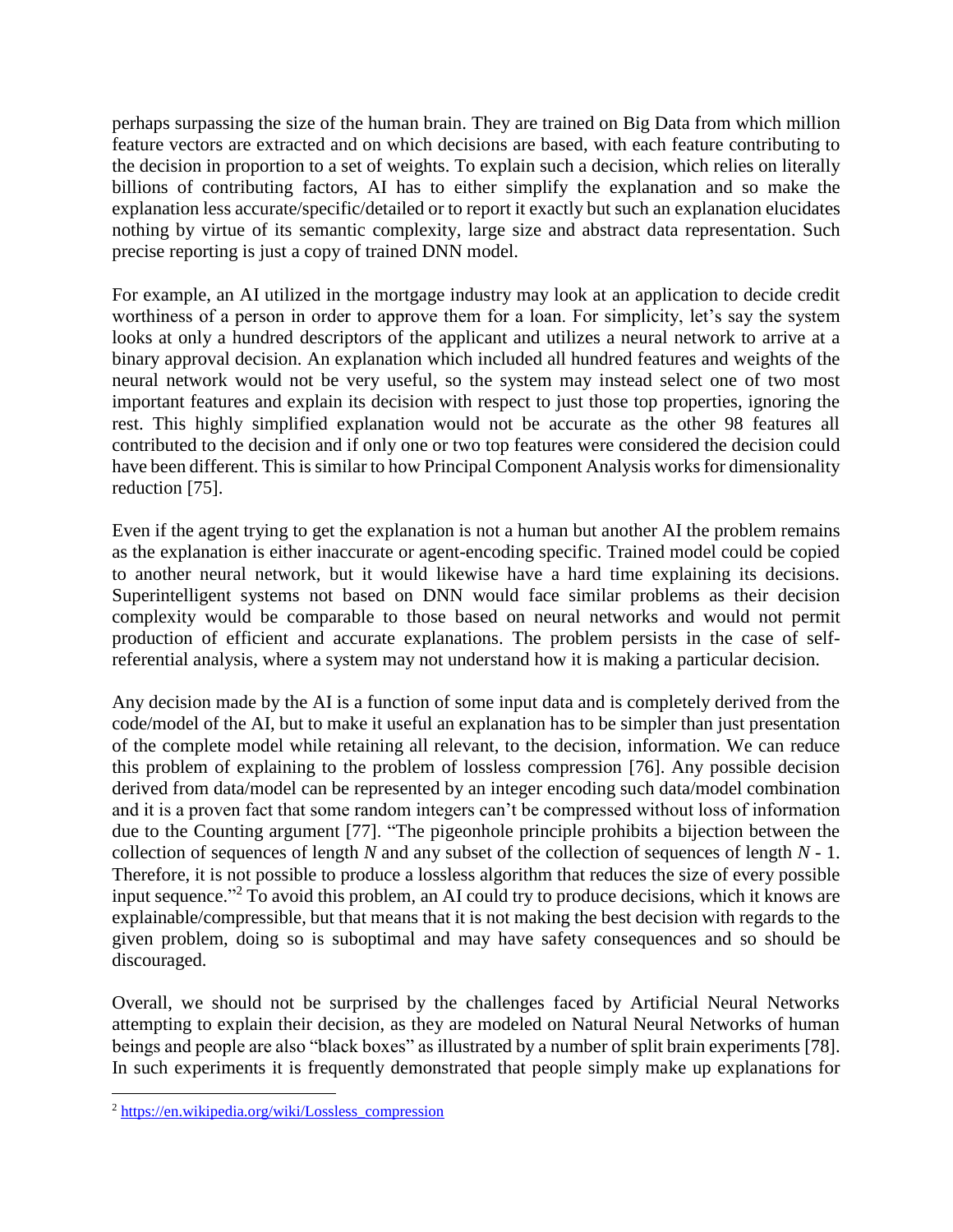perhaps surpassing the size of the human brain. They are trained on Big Data from which million feature vectors are extracted and on which decisions are based, with each feature contributing to the decision in proportion to a set of weights. To explain such a decision, which relies on literally billions of contributing factors, AI has to either simplify the explanation and so make the explanation less accurate/specific/detailed or to report it exactly but such an explanation elucidates nothing by virtue of its semantic complexity, large size and abstract data representation. Such precise reporting is just a copy of trained DNN model.

For example, an AI utilized in the mortgage industry may look at an application to decide credit worthiness of a person in order to approve them for a loan. For simplicity, let's say the system looks at only a hundred descriptors of the applicant and utilizes a neural network to arrive at a binary approval decision. An explanation which included all hundred features and weights of the neural network would not be very useful, so the system may instead select one of two most important features and explain its decision with respect to just those top properties, ignoring the rest. This highly simplified explanation would not be accurate as the other 98 features all contributed to the decision and if only one or two top features were considered the decision could have been different. This is similar to how Principal Component Analysis works for dimensionality reduction [75].

Even if the agent trying to get the explanation is not a human but another AI the problem remains as the explanation is either inaccurate or agent-encoding specific. Trained model could be copied to another neural network, but it would likewise have a hard time explaining its decisions. Superintelligent systems not based on DNN would face similar problems as their decision complexity would be comparable to those based on neural networks and would not permit production of efficient and accurate explanations. The problem persists in the case of self-referential analysis, where a system may not understand how it is making a particular decision.

Any decision made by the AI is a function of some input data and is completely derived from the code/model of the AI, but to make it useful an explanation has to be simpler than just presentation of the complete model while retaining all relevant, to the decision, information. We can reduce this problem of explaining to the problem of lossless compression [76]. Any possible decision derived from data/model can be represented by an integer encoding such data/model combination and it is a proven fact that some random integers can't be compressed without loss of information due to the Counting argument [77]. "The pigeonhole principle prohibits a bijection between the collection of sequences of length $N$ and any subset of the collection of sequences of length $N$ - 1. Therefore, it is not possible to produce a lossless algorithm that reduces the size of every possible input sequence."[2] To avoid this problem, an AI could try to produce decisions, which it knows are explainable/compressible, but that means that it is not making the best decision with regards to the given problem, doing so is suboptimal and may have safety consequences and so should be discouraged.

Overall, we should not be surprised by the challenges faced by Artificial Neural Networks attempting to explain their decision, as they are modeled on Natural Neural Networks of human beings and people are also "black boxes" as illustrated by a number of split brain experiments [78]. In such experiments it is frequently demonstrated that people simply make up explanations for

[2] https://en.wikipedia.org/wiki/Lossless_compression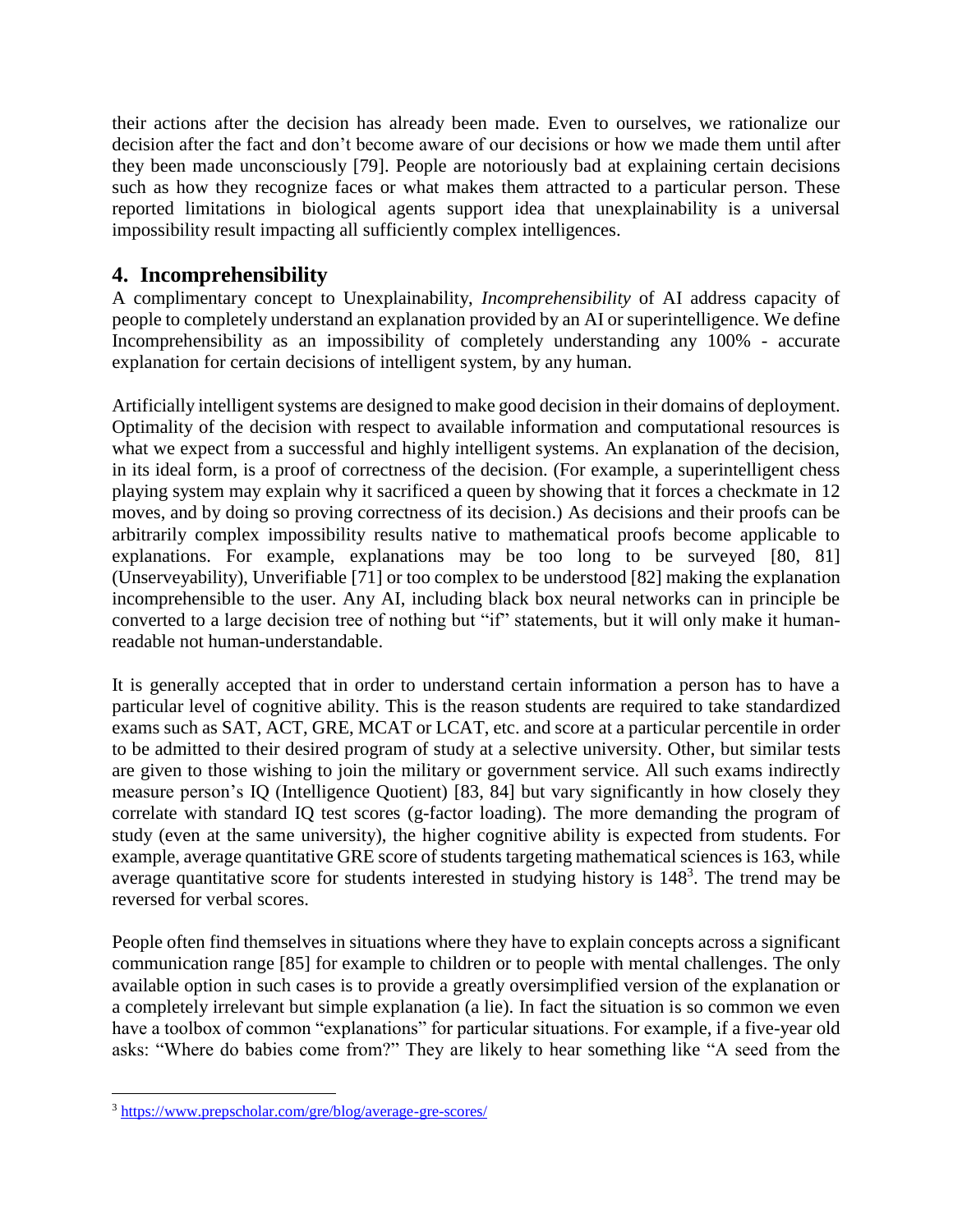their actions after the decision has already been made. Even to ourselves, we rationalize our decision after the fact and don't become aware of our decisions or how we made them until after they been made unconsciously [79]. People are notoriously bad at explaining certain decisions such as how they recognize faces or what makes them attracted to a particular person. These reported limitations in biological agents support idea that unexplainability is a universal impossibility result impacting all sufficiently complex intelligences.

## 4. Incomprehensibility

A complimentary concept to Unexplainability, *Incomprehensibility* of AI address capacity of people to completely understand an explanation provided by an AI or superintelligence. We define Incomprehensibility as an impossibility of completely understanding any 100% - accurate explanation for certain decisions of intelligent system, by any human.

Artificially intelligent systems are designed to make good decision in their domains of deployment. Optimality of the decision with respect to available information and computational resources is what we expect from a successful and highly intelligent systems. An explanation of the decision, in its ideal form, is a proof of correctness of the decision. (For example, a superintelligent chess playing system may explain why it sacrificed a queen by showing that it forces a checkmate in 12 moves, and by doing so proving correctness of its decision.) As decisions and their proofs can be arbitrarily complex impossibility results native to mathematical proofs become applicable to explanations. For example, explanations may be too long to be surveyed [80, 81] (Unserveyability), Unverifiable [71] or too complex to be understood [82] making the explanation incomprehensible to the user. Any AI, including black box neural networks can in principle be converted to a large decision tree of nothing but "if" statements, but it will only make it human-readable not human-understandable.

It is generally accepted that in order to understand certain information a person has to have a particular level of cognitive ability. This is the reason students are required to take standardized exams such as SAT, ACT, GRE, MCAT or LCAT, etc. and score at a particular percentile in order to be admitted to their desired program of study at a selective university. Other, but similar tests are given to those wishing to join the military or government service. All such exams indirectly measure person's IQ (Intelligence Quotient) [83, 84] but vary significantly in how closely they correlate with standard IQ test scores (g-factor loading). The more demanding the program of study (even at the same university), the higher cognitive ability is expected from students. For example, average quantitative GRE score of students targeting mathematical sciences is 163, while average quantitative score for students interested in studying history is 148[3]. The trend may be reversed for verbal scores.

People often find themselves in situations where they have to explain concepts across a significant communication range [85] for example to children or to people with mental challenges. The only available option in such cases is to provide a greatly oversimplified version of the explanation or a completely irrelevant but simple explanation (a lie). In fact the situation is so common we even have a toolbox of common "explanations" for particular situations. For example, if a five-year old asks: "Where do babies come from?" They are likely to hear something like "A seed from the

---

[3] https://www.prepscholar.com/gre/blog/average-gre-scores/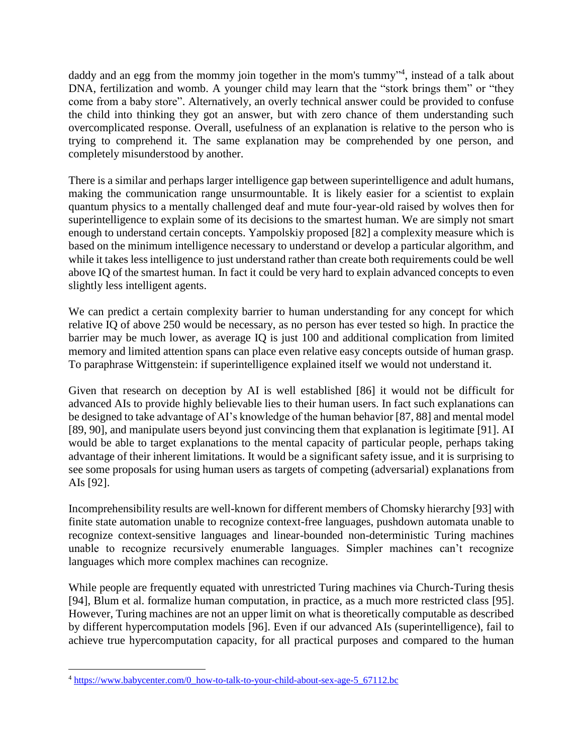daddy and an egg from the mommy join together in the mom's tummy"[4], instead of a talk about DNA, fertilization and womb. A younger child may learn that the "stork brings them" or "they come from a baby store". Alternatively, an overly technical answer could be provided to confuse the child into thinking they got an answer, but with zero chance of them understanding such overcomplicated response. Overall, usefulness of an explanation is relative to the person who is trying to comprehend it. The same explanation may be comprehended by one person, and completely misunderstood by another.

There is a similar and perhaps larger intelligence gap between superintelligence and adult humans, making the communication range unsurmountable. It is likely easier for a scientist to explain quantum physics to a mentally challenged deaf and mute four-year-old raised by wolves then for superintelligence to explain some of its decisions to the smartest human. We are simply not smart enough to understand certain concepts. Yampolskiy proposed [82] a complexity measure which is based on the minimum intelligence necessary to understand or develop a particular algorithm, and while it takes less intelligence to just understand rather than create both requirements could be well above IQ of the smartest human. In fact it could be very hard to explain advanced concepts to even slightly less intelligent agents.

We can predict a certain complexity barrier to human understanding for any concept for which relative IQ of above 250 would be necessary, as no person has ever tested so high. In practice the barrier may be much lower, as average IQ is just 100 and additional complication from limited memory and limited attention spans can place even relative easy concepts outside of human grasp. To paraphrase Wittgenstein: if superintelligence explained itself we would not understand it.

Given that research on deception by AI is well established [86] it would not be difficult for advanced AIs to provide highly believable lies to their human users. In fact such explanations can be designed to take advantage of AI's knowledge of the human behavior [87, 88] and mental model [89, 90], and manipulate users beyond just convincing them that explanation is legitimate [91]. AI would be able to target explanations to the mental capacity of particular people, perhaps taking advantage of their inherent limitations. It would be a significant safety issue, and it is surprising to see some proposals for using human users as targets of competing (adversarial) explanations from AIs [92].

Incomprehensibility results are well-known for different members of Chomsky hierarchy [93] with finite state automation unable to recognize context-free languages, pushdown automata unable to recognize context-sensitive languages and linear-bounded non-deterministic Turing machines unable to recognize recursively enumerable languages. Simpler machines can't recognize languages which more complex machines can recognize.

While people are frequently equated with unrestricted Turing machines via Church-Turing thesis [94], Blum et al. formalize human computation, in practice, as a much more restricted class [95]. However, Turing machines are not an upper limit on what is theoretically computable as described by different hypercomputation models [96]. Even if our advanced AIs (superintelligence), fail to achieve true hypercomputation capacity, for all practical purposes and compared to the human

---

[4] https://www.babycenter.com/0_how-to-talk-to-your-child-about-sex-age-5_67112.bc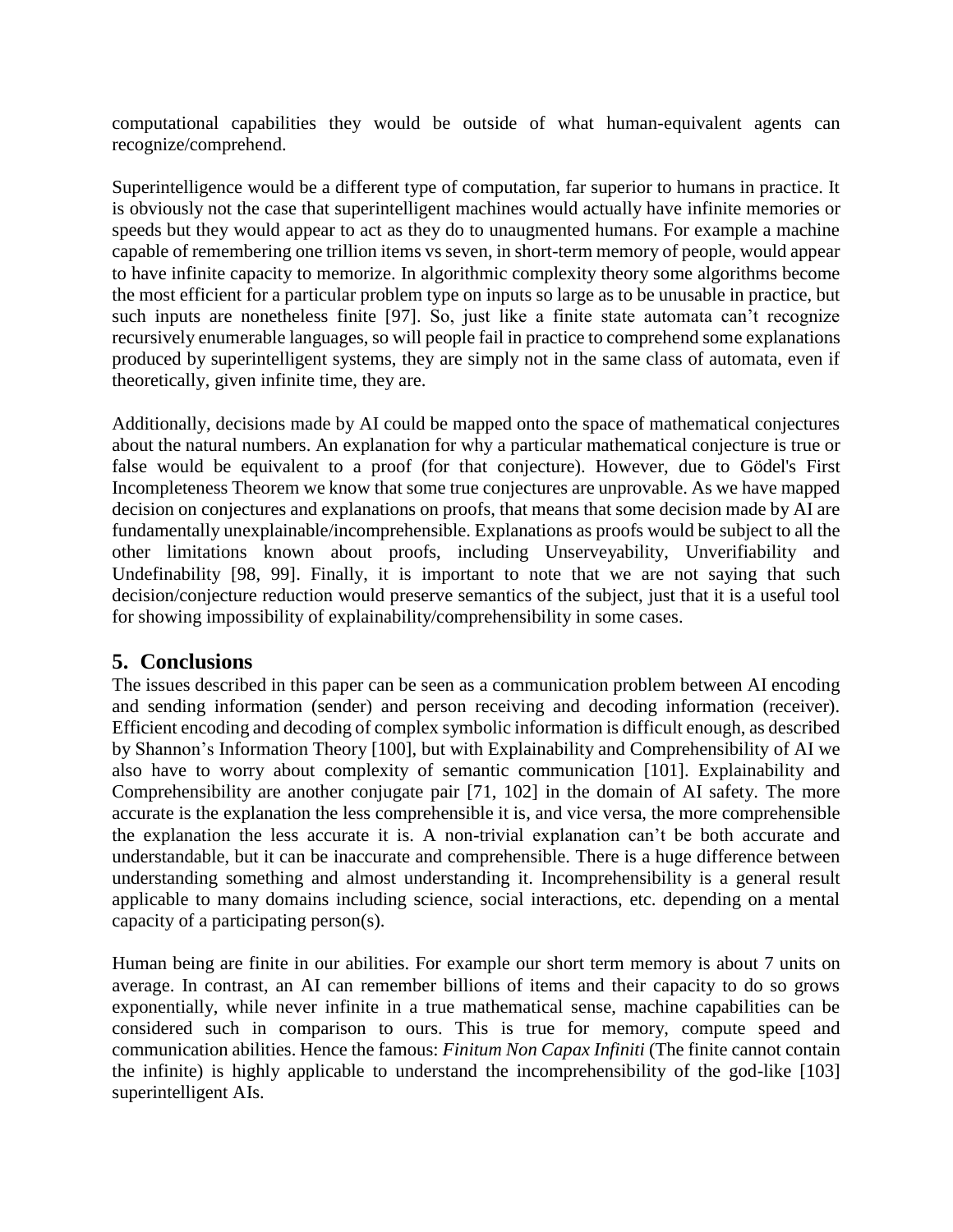computational capabilities they would be outside of what human-equivalent agents can recognize/comprehend.

Superintelligence would be a different type of computation, far superior to humans in practice. It is obviously not the case that superintelligent machines would actually have infinite memories or speeds but they would appear to act as they do to unaugmented humans. For example a machine capable of remembering one trillion items vs seven, in short-term memory of people, would appear to have infinite capacity to memorize. In algorithmic complexity theory some algorithms become the most efficient for a particular problem type on inputs so large as to be unusable in practice, but such inputs are nonetheless finite [97]. So, just like a finite state automata can't recognize recursively enumerable languages, so will people fail in practice to comprehend some explanations produced by superintelligent systems, they are simply not in the same class of automata, even if theoretically, given infinite time, they are.

Additionally, decisions made by AI could be mapped onto the space of mathematical conjectures about the natural numbers. An explanation for why a particular mathematical conjecture is true or false would be equivalent to a proof (for that conjecture). However, due to Gödel's First Incompleteness Theorem we know that some true conjectures are unprovable. As we have mapped decision on conjectures and explanations on proofs, that means that some decision made by AI are fundamentally unexplainable/incomprehensible. Explanations as proofs would be subject to all the other limitations known about proofs, including Unserveyability, Unverifiability and Undefinability [98, 99]. Finally, it is important to note that we are not saying that such decision/conjecture reduction would preserve semantics of the subject, just that it is a useful tool for showing impossibility of explainability/comprehensibility in some cases.

## 5. Conclusions

The issues described in this paper can be seen as a communication problem between AI encoding and sending information (sender) and person receiving and decoding information (receiver). Efficient encoding and decoding of complex symbolic information is difficult enough, as described by Shannon's Information Theory [100], but with Explainability and Comprehensibility of AI we also have to worry about complexity of semantic communication [101]. Explainability and Comprehensibility are another conjugate pair [71, 102] in the domain of AI safety. The more accurate is the explanation the less comprehensible it is, and vice versa, the more comprehensible the explanation the less accurate it is. A non-trivial explanation can't be both accurate and understandable, but it can be inaccurate and comprehensible. There is a huge difference between understanding something and almost understanding it. Incomprehensibility is a general result applicable to many domains including science, social interactions, etc. depending on a mental capacity of a participating person(s).

Human being are finite in our abilities. For example our short term memory is about 7 units on average. In contrast, an AI can remember billions of items and their capacity to do so grows exponentially, while never infinite in a true mathematical sense, machine capabilities can be considered such in comparison to ours. This is true for memory, compute speed and communication abilities. Hence the famous: *Finitum Non Capax Infiniti* (The finite cannot contain the infinite) is highly applicable to understand the incomprehensibility of the god-like [103] superintelligent AIs.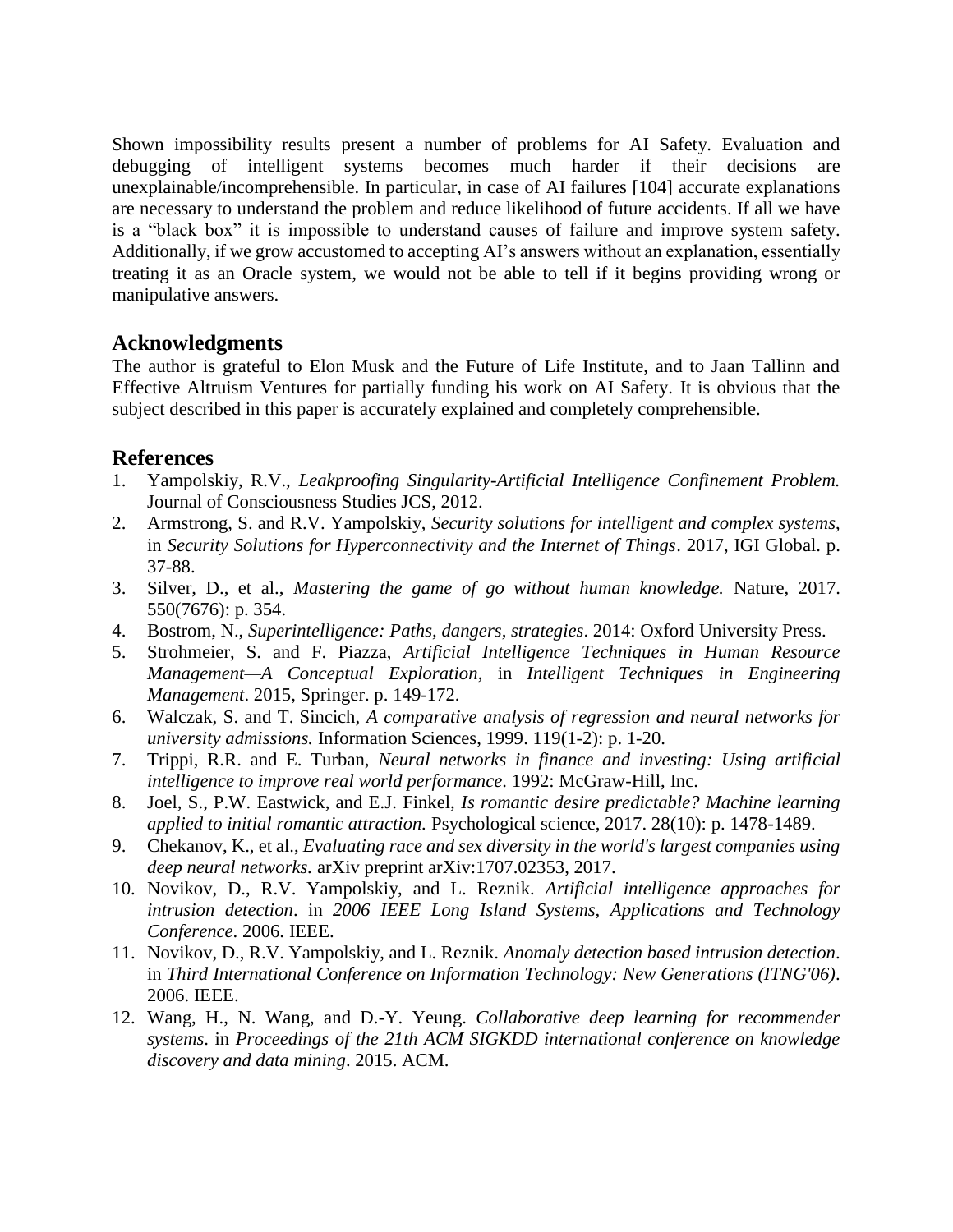Shown impossibility results present a number of problems for AI Safety. Evaluation and debugging of intelligent systems becomes much harder if their decisions are unexplainable/incomprehensible. In particular, in case of AI failures [104] accurate explanations are necessary to understand the problem and reduce likelihood of future accidents. If all we have is a "black box" it is impossible to understand causes of failure and improve system safety. Additionally, if we grow accustomed to accepting AI's answers without an explanation, essentially treating it as an Oracle system, we would not be able to tell if it begins providing wrong or manipulative answers.

## Acknowledgments

The author is grateful to Elon Musk and the Future of Life Institute, and to Jaan Tallinn and Effective Altruism Ventures for partially funding his work on AI Safety. It is obvious that the subject described in this paper is accurately explained and completely comprehensible.

## References

1. Yampolskiy, R.V., *Leakproofing Singularity-Artificial Intelligence Confinement Problem.* Journal of Consciousness Studies JCS, 2012.
2. Armstrong, S. and R.V. Yampolskiy, *Security solutions for intelligent and complex systems*, in *Security Solutions for Hyperconnectivity and the Internet of Things*. 2017, IGI Global. p. 37-88.
3. Silver, D., et al., *Mastering the game of go without human knowledge.* Nature, 2017. 550(7676): p. 354.
4. Bostrom, N., *Superintelligence: Paths, dangers, strategies*. 2014: Oxford University Press.
5. Strohmeier, S. and F. Piazza, *Artificial Intelligence Techniques in Human Resource Management—A Conceptual Exploration*, in *Intelligent Techniques in Engineering Management*. 2015, Springer. p. 149-172.
6. Walczak, S. and T. Sincich, *A comparative analysis of regression and neural networks for university admissions.* Information Sciences, 1999. 119(1-2): p. 1-20.
7. Trippi, R.R. and E. Turban, *Neural networks in finance and investing: Using artificial intelligence to improve real world performance*. 1992: McGraw-Hill, Inc.
8. Joel, S., P.W. Eastwick, and E.J. Finkel, *Is romantic desire predictable? Machine learning applied to initial romantic attraction.* Psychological science, 2017. 28(10): p. 1478-1489.
9. Chekanov, K., et al., *Evaluating race and sex diversity in the world's largest companies using deep neural networks.* arXiv preprint arXiv:1707.02353, 2017.
10. Novikov, D., R.V. Yampolskiy, and L. Reznik. *Artificial intelligence approaches for intrusion detection*. in *2006 IEEE Long Island Systems, Applications and Technology Conference*. 2006. IEEE.
11. Novikov, D., R.V. Yampolskiy, and L. Reznik. *Anomaly detection based intrusion detection*. in *Third International Conference on Information Technology: New Generations (ITNG'06)*. 2006. IEEE.
12. Wang, H., N. Wang, and D.-Y. Yeung. *Collaborative deep learning for recommender systems*. in *Proceedings of the 21th ACM SIGKDD international conference on knowledge discovery and data mining*. 2015. ACM.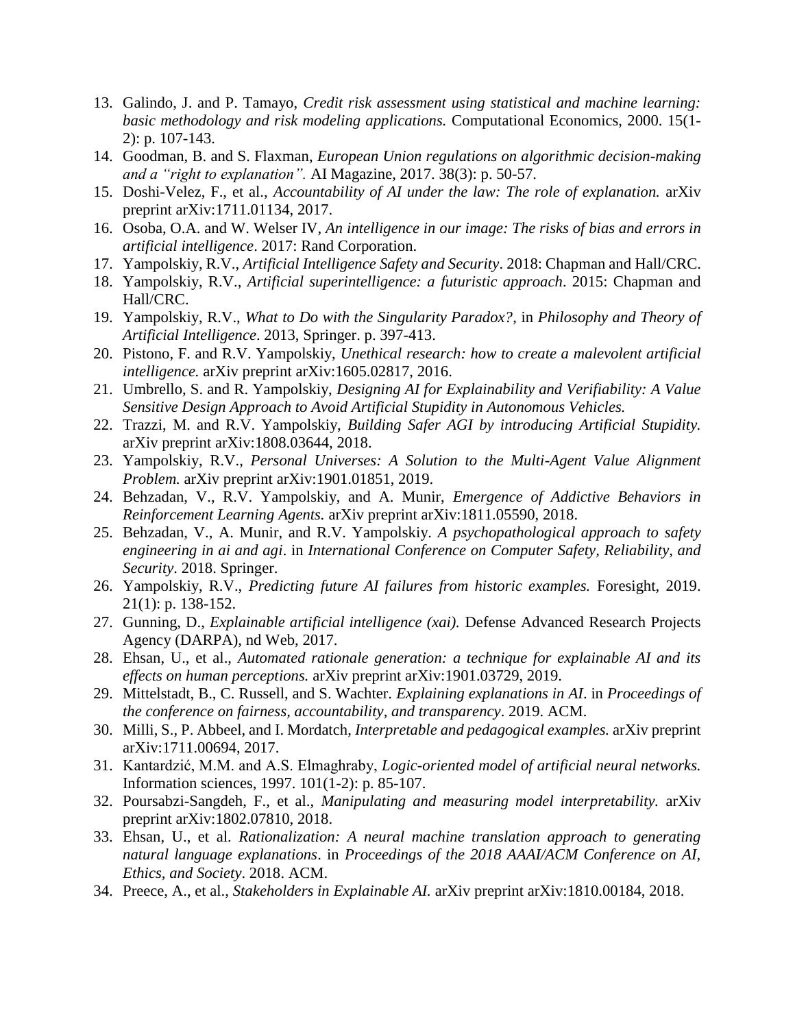13. Galindo, J. and P. Tamayo, *Credit risk assessment using statistical and machine learning: basic methodology and risk modeling applications.* Computational Economics, 2000. 15(1-2): p. 107-143.
14. Goodman, B. and S. Flaxman, *European Union regulations on algorithmic decision-making and a "right to explanation".* AI Magazine, 2017. 38(3): p. 50-57.
15. Doshi-Velez, F., et al., *Accountability of AI under the law: The role of explanation.* arXiv preprint arXiv:1711.01134, 2017.
16. Osoba, O.A. and W. Welser IV, *An intelligence in our image: The risks of bias and errors in artificial intelligence*. 2017: Rand Corporation.
17. Yampolskiy, R.V., *Artificial Intelligence Safety and Security*. 2018: Chapman and Hall/CRC.
18. Yampolskiy, R.V., *Artificial superintelligence: a futuristic approach*. 2015: Chapman and Hall/CRC.
19. Yampolskiy, R.V., *What to Do with the Singularity Paradox?*, in *Philosophy and Theory of Artificial Intelligence*. 2013, Springer. p. 397-413.
20. Pistono, F. and R.V. Yampolskiy, *Unethical research: how to create a malevolent artificial intelligence.* arXiv preprint arXiv:1605.02817, 2016.
21. Umbrello, S. and R. Yampolskiy, *Designing AI for Explainability and Verifiability: A Value Sensitive Design Approach to Avoid Artificial Stupidity in Autonomous Vehicles.*
22. Trazzi, M. and R.V. Yampolskiy, *Building Safer AGI by introducing Artificial Stupidity.* arXiv preprint arXiv:1808.03644, 2018.
23. Yampolskiy, R.V., *Personal Universes: A Solution to the Multi-Agent Value Alignment Problem.* arXiv preprint arXiv:1901.01851, 2019.
24. Behzadan, V., R.V. Yampolskiy, and A. Munir, *Emergence of Addictive Behaviors in Reinforcement Learning Agents.* arXiv preprint arXiv:1811.05590, 2018.
25. Behzadan, V., A. Munir, and R.V. Yampolskiy. *A psychopathological approach to safety engineering in ai and agi*. in *International Conference on Computer Safety, Reliability, and Security*. 2018. Springer.
26. Yampolskiy, R.V., *Predicting future AI failures from historic examples.* Foresight, 2019. 21(1): p. 138-152.
27. Gunning, D., *Explainable artificial intelligence (xai).* Defense Advanced Research Projects Agency (DARPA), nd Web, 2017.
28. Ehsan, U., et al., *Automated rationale generation: a technique for explainable AI and its effects on human perceptions.* arXiv preprint arXiv:1901.03729, 2019.
29. Mittelstadt, B., C. Russell, and S. Wachter. *Explaining explanations in AI*. in *Proceedings of the conference on fairness, accountability, and transparency*. 2019. ACM.
30. Milli, S., P. Abbeel, and I. Mordatch, *Interpretable and pedagogical examples.* arXiv preprint arXiv:1711.00694, 2017.
31. Kantardzić, M.M. and A.S. Elmaghraby, *Logic-oriented model of artificial neural networks.* Information sciences, 1997. 101(1-2): p. 85-107.
32. Poursabzi-Sangdeh, F., et al., *Manipulating and measuring model interpretability.* arXiv preprint arXiv:1802.07810, 2018.
33. Ehsan, U., et al. *Rationalization: A neural machine translation approach to generating natural language explanations*. in *Proceedings of the 2018 AAAI/ACM Conference on AI, Ethics, and Society*. 2018. ACM.
34. Preece, A., et al., *Stakeholders in Explainable AI.* arXiv preprint arXiv:1810.00184, 2018.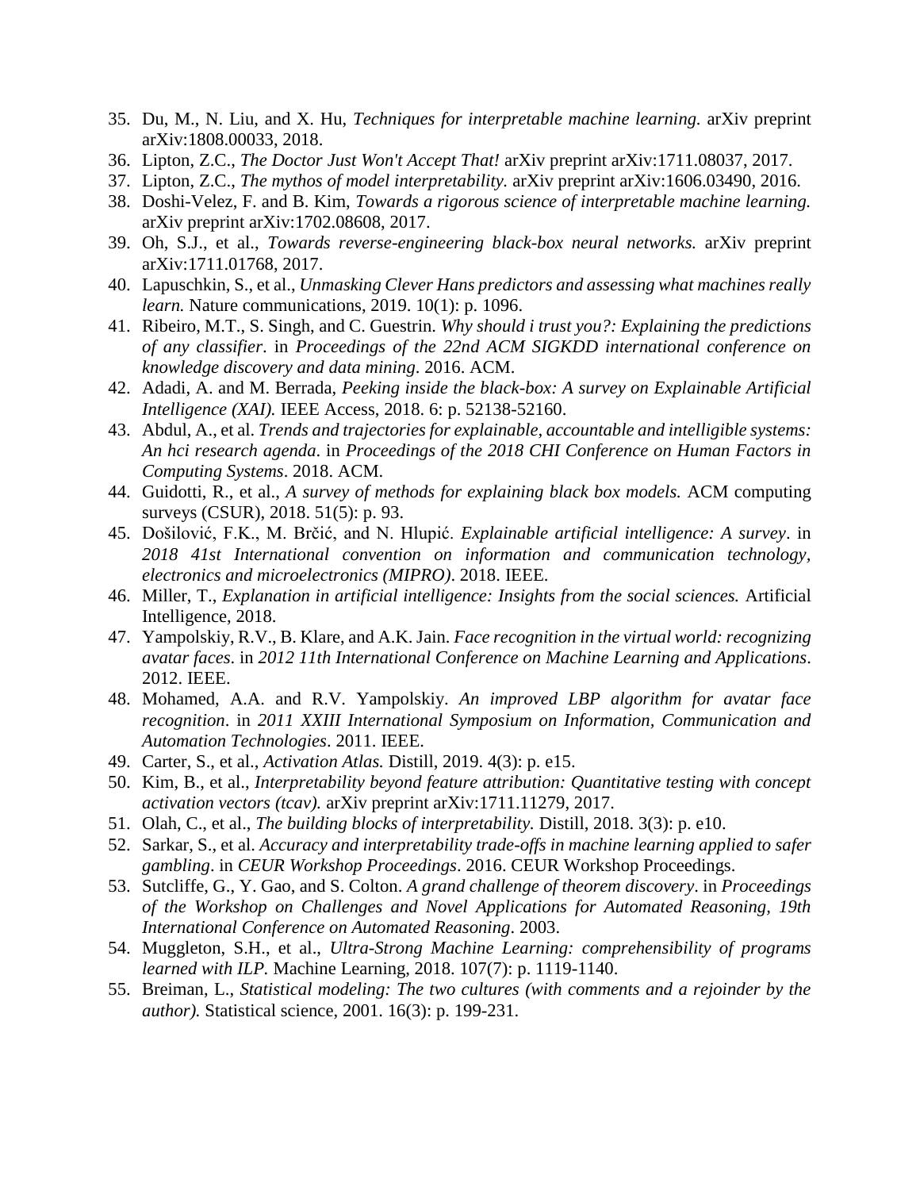35. Du, M., N. Liu, and X. Hu, *Techniques for interpretable machine learning.* arXiv preprint arXiv:1808.00033, 2018.
36. Lipton, Z.C., *The Doctor Just Won't Accept That!* arXiv preprint arXiv:1711.08037, 2017.
37. Lipton, Z.C., *The mythos of model interpretability.* arXiv preprint arXiv:1606.03490, 2016.
38. Doshi-Velez, F. and B. Kim, *Towards a rigorous science of interpretable machine learning.* arXiv preprint arXiv:1702.08608, 2017.
39. Oh, S.J., et al., *Towards reverse-engineering black-box neural networks.* arXiv preprint arXiv:1711.01768, 2017.
40. Lapuschkin, S., et al., *Unmasking Clever Hans predictors and assessing what machines really learn.* Nature communications, 2019. 10(1): p. 1096.
41. Ribeiro, M.T., S. Singh, and C. Guestrin. *Why should i trust you?: Explaining the predictions of any classifier*. in *Proceedings of the 22nd ACM SIGKDD international conference on knowledge discovery and data mining*. 2016. ACM.
42. Adadi, A. and M. Berrada, *Peeking inside the black-box: A survey on Explainable Artificial Intelligence (XAI).* IEEE Access, 2018. 6: p. 52138-52160.
43. Abdul, A., et al. *Trends and trajectories for explainable, accountable and intelligible systems: An hci research agenda*. in *Proceedings of the 2018 CHI Conference on Human Factors in Computing Systems*. 2018. ACM.
44. Guidotti, R., et al., *A survey of methods for explaining black box models.* ACM computing surveys (CSUR), 2018. 51(5): p. 93.
45. Došilović, F.K., M. Brčić, and N. Hlupić. *Explainable artificial intelligence: A survey*. in *2018 41st International convention on information and communication technology, electronics and microelectronics (MIPRO)*. 2018. IEEE.
46. Miller, T., *Explanation in artificial intelligence: Insights from the social sciences.* Artificial Intelligence, 2018.
47. Yampolskiy, R.V., B. Klare, and A.K. Jain. *Face recognition in the virtual world: recognizing avatar faces*. in *2012 11th International Conference on Machine Learning and Applications*. 2012. IEEE.
48. Mohamed, A.A. and R.V. Yampolskiy. *An improved LBP algorithm for avatar face recognition*. in *2011 XXIII International Symposium on Information, Communication and Automation Technologies*. 2011. IEEE.
49. Carter, S., et al., *Activation Atlas.* Distill, 2019. 4(3): p. e15.
50. Kim, B., et al., *Interpretability beyond feature attribution: Quantitative testing with concept activation vectors (tcav).* arXiv preprint arXiv:1711.11279, 2017.
51. Olah, C., et al., *The building blocks of interpretability.* Distill, 2018. 3(3): p. e10.
52. Sarkar, S., et al. *Accuracy and interpretability trade-offs in machine learning applied to safer gambling*. in *CEUR Workshop Proceedings*. 2016. CEUR Workshop Proceedings.
53. Sutcliffe, G., Y. Gao, and S. Colton. *A grand challenge of theorem discovery*. in *Proceedings of the Workshop on Challenges and Novel Applications for Automated Reasoning, 19th International Conference on Automated Reasoning*. 2003.
54. Muggleton, S.H., et al., *Ultra-Strong Machine Learning: comprehensibility of programs learned with ILP.* Machine Learning, 2018. 107(7): p. 1119-1140.
55. Breiman, L., *Statistical modeling: The two cultures (with comments and a rejoinder by the author).* Statistical science, 2001. 16(3): p. 199-231.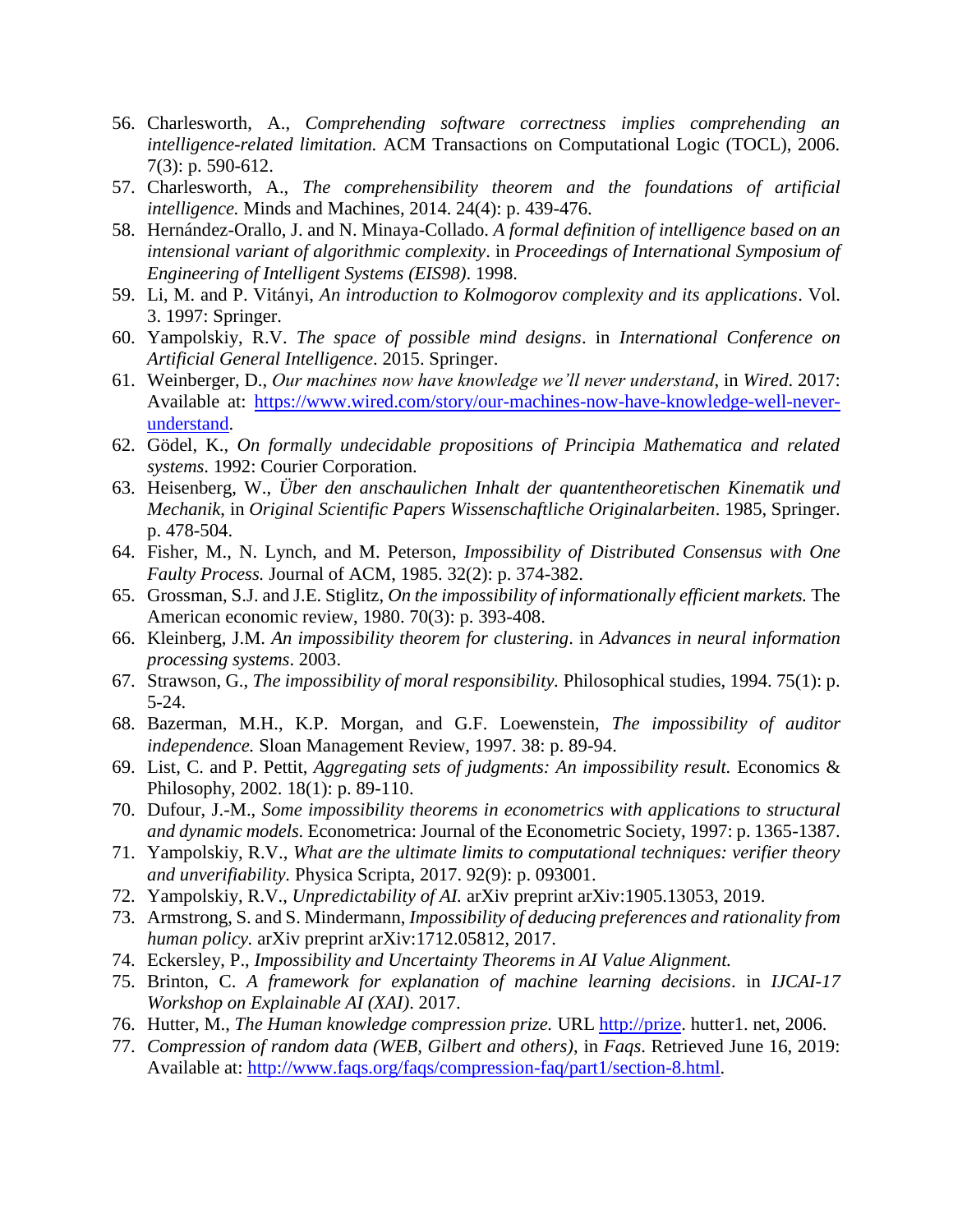56. Charlesworth, A., *Comprehending software correctness implies comprehending an intelligence-related limitation.* ACM Transactions on Computational Logic (TOCL), 2006. 7(3): p. 590-612.
57. Charlesworth, A., *The comprehensibility theorem and the foundations of artificial intelligence.* Minds and Machines, 2014. 24(4): p. 439-476.
58. Hernández-Orallo, J. and N. Minaya-Collado. *A formal definition of intelligence based on an intensional variant of algorithmic complexity*. in *Proceedings of International Symposium of Engineering of Intelligent Systems (EIS98)*. 1998.
59. Li, M. and P. Vitányi, *An introduction to Kolmogorov complexity and its applications*. Vol. 3. 1997: Springer.
60. Yampolskiy, R.V. *The space of possible mind designs*. in *International Conference on Artificial General Intelligence*. 2015. Springer.
61. Weinberger, D., *Our machines now have knowledge we'll never understand*, in *Wired*. 2017: Available at: https://www.wired.com/story/our-machines-now-have-knowledge-well-never-understand.
62. Gödel, K., *On formally undecidable propositions of Principia Mathematica and related systems*. 1992: Courier Corporation.
63. Heisenberg, W., *Über den anschaulichen Inhalt der quantentheoretischen Kinematik und Mechanik*, in *Original Scientific Papers Wissenschaftliche Originalarbeiten*. 1985, Springer. p. 478-504.
64. Fisher, M., N. Lynch, and M. Peterson, *Impossibility of Distributed Consensus with One Faulty Process.* Journal of ACM, 1985. 32(2): p. 374-382.
65. Grossman, S.J. and J.E. Stiglitz, *On the impossibility of informationally efficient markets.* The American economic review, 1980. 70(3): p. 393-408.
66. Kleinberg, J.M. *An impossibility theorem for clustering*. in *Advances in neural information processing systems*. 2003.
67. Strawson, G., *The impossibility of moral responsibility.* Philosophical studies, 1994. 75(1): p. 5-24.
68. Bazerman, M.H., K.P. Morgan, and G.F. Loewenstein, *The impossibility of auditor independence.* Sloan Management Review, 1997. 38: p. 89-94.
69. List, C. and P. Pettit, *Aggregating sets of judgments: An impossibility result.* Economics & Philosophy, 2002. 18(1): p. 89-110.
70. Dufour, J.-M., *Some impossibility theorems in econometrics with applications to structural and dynamic models.* Econometrica: Journal of the Econometric Society, 1997: p. 1365-1387.
71. Yampolskiy, R.V., *What are the ultimate limits to computational techniques: verifier theory and unverifiability.* Physica Scripta, 2017. 92(9): p. 093001.
72. Yampolskiy, R.V., *Unpredictability of AI.* arXiv preprint arXiv:1905.13053, 2019.
73. Armstrong, S. and S. Mindermann, *Impossibility of deducing preferences and rationality from human policy.* arXiv preprint arXiv:1712.05812, 2017.
74. Eckersley, P., *Impossibility and Uncertainty Theorems in AI Value Alignment.*
75. Brinton, C. *A framework for explanation of machine learning decisions*. in *IJCAI-17 Workshop on Explainable AI (XAI)*. 2017.
76. Hutter, M., *The Human knowledge compression prize.* URL http://prize. hutter1. net, 2006.
77. *Compression of random data (WEB, Gilbert and others)*, in *Faqs*. Retrieved June 16, 2019: Available at: http://www.faqs.org/faqs/compression-faq/part1/section-8.html.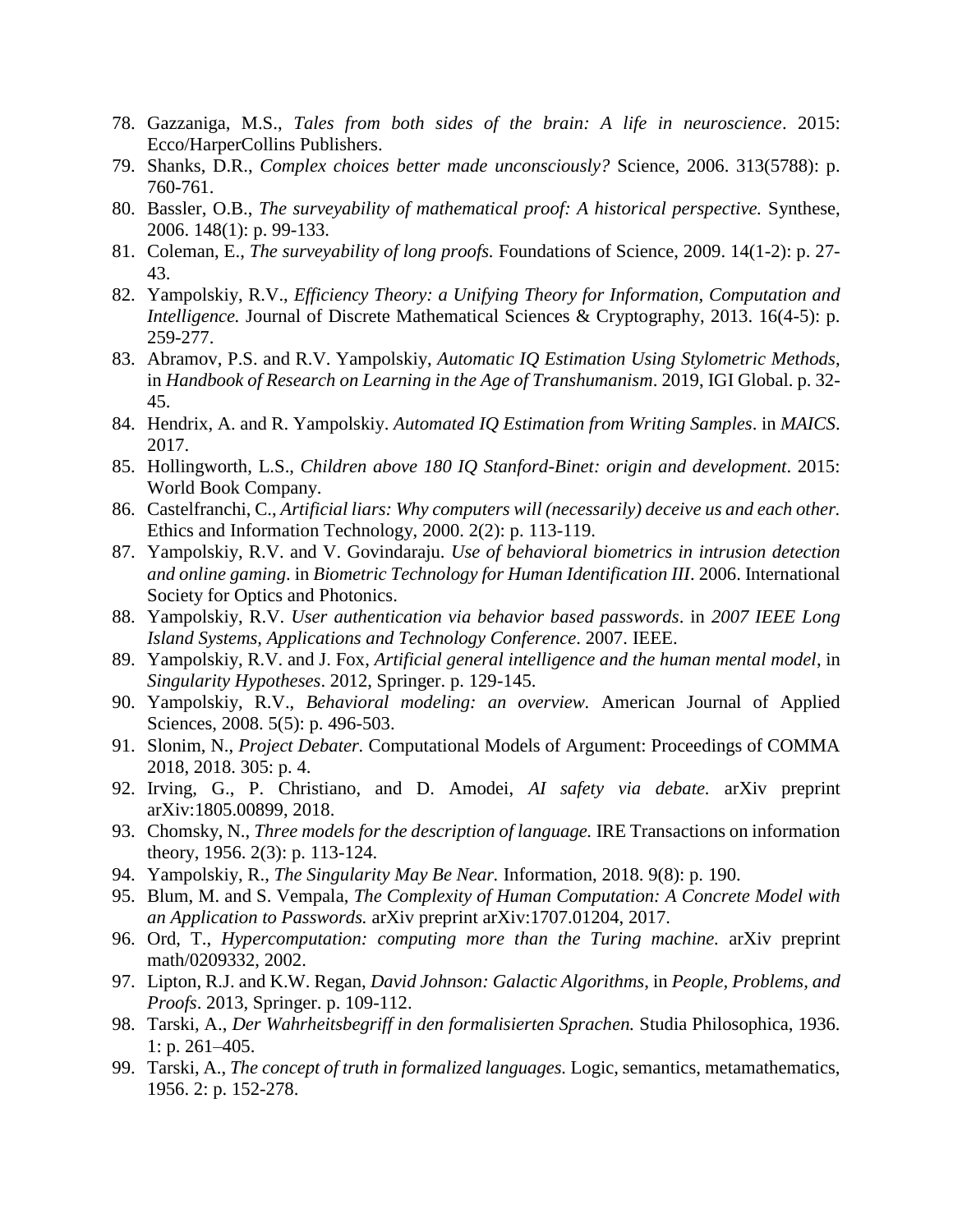78. Gazzaniga, M.S., *Tales from both sides of the brain: A life in neuroscience*. 2015: Ecco/HarperCollins Publishers.
79. Shanks, D.R., *Complex choices better made unconsciously?* Science, 2006. 313(5788): p. 760-761.
80. Bassler, O.B., *The surveyability of mathematical proof: A historical perspective.* Synthese, 2006. 148(1): p. 99-133.
81. Coleman, E., *The surveyability of long proofs.* Foundations of Science, 2009. 14(1-2): p. 27-43.
82. Yampolskiy, R.V., *Efficiency Theory: a Unifying Theory for Information, Computation and Intelligence.* Journal of Discrete Mathematical Sciences & Cryptography, 2013. 16(4-5): p. 259-277.
83. Abramov, P.S. and R.V. Yampolskiy, *Automatic IQ Estimation Using Stylometric Methods*, in *Handbook of Research on Learning in the Age of Transhumanism*. 2019, IGI Global. p. 32-45.
84. Hendrix, A. and R. Yampolskiy. *Automated IQ Estimation from Writing Samples*. in *MAICS*. 2017.
85. Hollingworth, L.S., *Children above 180 IQ Stanford-Binet: origin and development*. 2015: World Book Company.
86. Castelfranchi, C., *Artificial liars: Why computers will (necessarily) deceive us and each other.* Ethics and Information Technology, 2000. 2(2): p. 113-119.
87. Yampolskiy, R.V. and V. Govindaraju. *Use of behavioral biometrics in intrusion detection and online gaming*. in *Biometric Technology for Human Identification III*. 2006. International Society for Optics and Photonics.
88. Yampolskiy, R.V. *User authentication via behavior based passwords*. in *2007 IEEE Long Island Systems, Applications and Technology Conference*. 2007. IEEE.
89. Yampolskiy, R.V. and J. Fox, *Artificial general intelligence and the human mental model*, in *Singularity Hypotheses*. 2012, Springer. p. 129-145.
90. Yampolskiy, R.V., *Behavioral modeling: an overview.* American Journal of Applied Sciences, 2008. 5(5): p. 496-503.
91. Slonim, N., *Project Debater.* Computational Models of Argument: Proceedings of COMMA 2018, 2018. 305: p. 4.
92. Irving, G., P. Christiano, and D. Amodei, *AI safety via debate.* arXiv preprint arXiv:1805.00899, 2018.
93. Chomsky, N., *Three models for the description of language.* IRE Transactions on information theory, 1956. 2(3): p. 113-124.
94. Yampolskiy, R., *The Singularity May Be Near.* Information, 2018. 9(8): p. 190.
95. Blum, M. and S. Vempala, *The Complexity of Human Computation: A Concrete Model with an Application to Passwords.* arXiv preprint arXiv:1707.01204, 2017.
96. Ord, T., *Hypercomputation: computing more than the Turing machine.* arXiv preprint math/0209332, 2002.
97. Lipton, R.J. and K.W. Regan, *David Johnson: Galactic Algorithms*, in *People, Problems, and Proofs*. 2013, Springer. p. 109-112.
98. Tarski, A., *Der Wahrheitsbegriff in den formalisierten Sprachen.* Studia Philosophica, 1936. 1: p. 261–405.
99. Tarski, A., *The concept of truth in formalized languages.* Logic, semantics, metamathematics, 1956. 2: p. 152-278.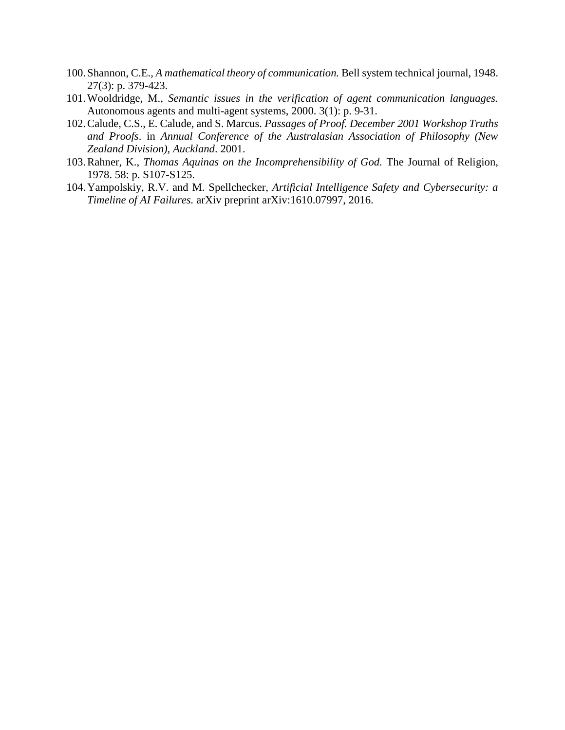100. Shannon, C.E., *A mathematical theory of communication.* Bell system technical journal, 1948. 27(3): p. 379-423.
101. Wooldridge, M., *Semantic issues in the verification of agent communication languages.* Autonomous agents and multi-agent systems, 2000. 3(1): p. 9-31.
102. Calude, C.S., E. Calude, and S. Marcus. *Passages of Proof. December 2001 Workshop Truths and Proofs*. in *Annual Conference of the Australasian Association of Philosophy (New Zealand Division), Auckland*. 2001.
103. Rahner, K., *Thomas Aquinas on the Incomprehensibility of God.* The Journal of Religion, 1978. 58: p. S107-S125.
104. Yampolskiy, R.V. and M. Spellchecker, *Artificial Intelligence Safety and Cybersecurity: a Timeline of AI Failures.* arXiv preprint arXiv:1610.07997, 2016.